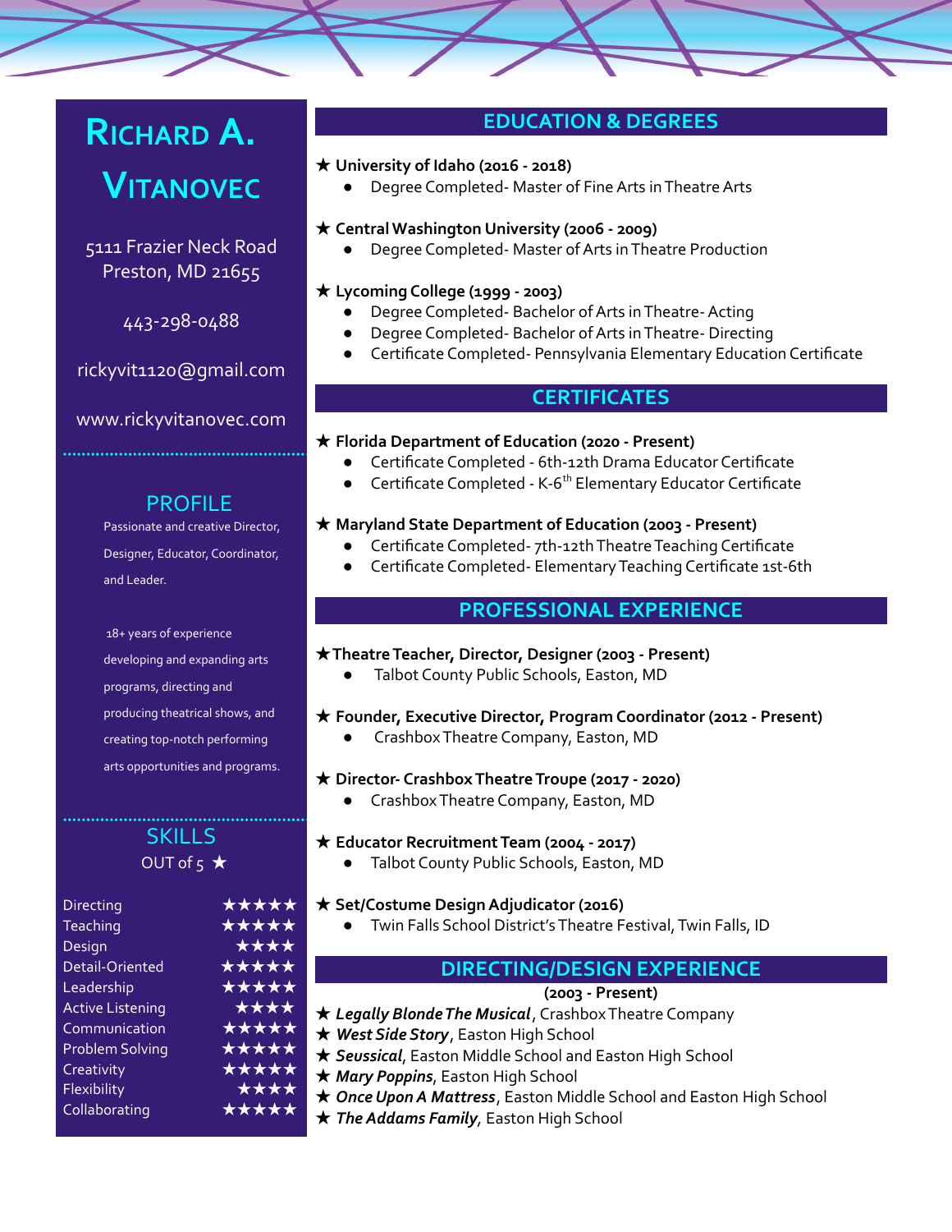# Richard A. Vitanovec

5111 Frazier Neck Road
Preston, MD 21655

443-298-0488

rickyvit1120@gmail.com

www.rickyvitanovec.com

## PROFILE

Passionate and creative Director, Designer, Educator, Coordinator, and Leader.

18+ years of experience developing and expanding arts programs, directing and producing theatrical shows, and creating top-notch performing arts opportunities and programs.

## SKILLS

OUT of 5 ★

| | |
|---|---|
| Directing | ★★★★★ |
| Teaching | ★★★★★ |
| Design | ★★★★ |
| Detail-Oriented | ★★★★★ |
| Leadership | ★★★★★ |
| Active Listening | ★★★★ |
| Communication | ★★★★★ |
| Problem Solving | ★★★★★ |
| Creativity | ★★★★★ |
| Flexibility | ★★★★ |
| Collaborating | ★★★★★ |

## EDUCATION & DEGREES

★ **University of Idaho (2016 - 2018)**
- Degree Completed- Master of Fine Arts in Theatre Arts

★ **Central Washington University (2006 - 2009)**
- Degree Completed- Master of Arts in Theatre Production

★ **Lycoming College (1999 - 2003)**
- Degree Completed- Bachelor of Arts in Theatre- Acting
- Degree Completed- Bachelor of Arts in Theatre- Directing
- Certificate Completed- Pennsylvania Elementary Education Certificate

## CERTIFICATES

★ **Florida Department of Education (2020 - Present)**
- Certificate Completed - 6th-12th Drama Educator Certificate
- Certificate Completed - K-6th Elementary Educator Certificate

★ **Maryland State Department of Education (2003 - Present)**
- Certificate Completed- 7th-12th Theatre Teaching Certificate
- Certificate Completed- Elementary Teaching Certificate 1st-6th

## PROFESSIONAL EXPERIENCE

★ **Theatre Teacher, Director, Designer (2003 - Present)**
- Talbot County Public Schools, Easton, MD

★ **Founder, Executive Director, Program Coordinator (2012 - Present)**
- Crashbox Theatre Company, Easton, MD

★ **Director- Crashbox Theatre Troupe (2017 - 2020)**
- Crashbox Theatre Company, Easton, MD

★ **Educator Recruitment Team (2004 - 2017)**
- Talbot County Public Schools, Easton, MD

★ **Set/Costume Design Adjudicator (2016)**
- Twin Falls School District's Theatre Festival, Twin Falls, ID

## DIRECTING/DESIGN EXPERIENCE

**(2003 - Present)**

★ ***Legally Blonde The Musical***, Crashbox Theatre Company
★ ***West Side Story***, Easton High School
★ ***Seussical***, Easton Middle School and Easton High School
★ ***Mary Poppins***, Easton High School
★ ***Once Upon A Mattress***, Easton Middle School and Easton High School
★ ***The Addams Family***, Easton High School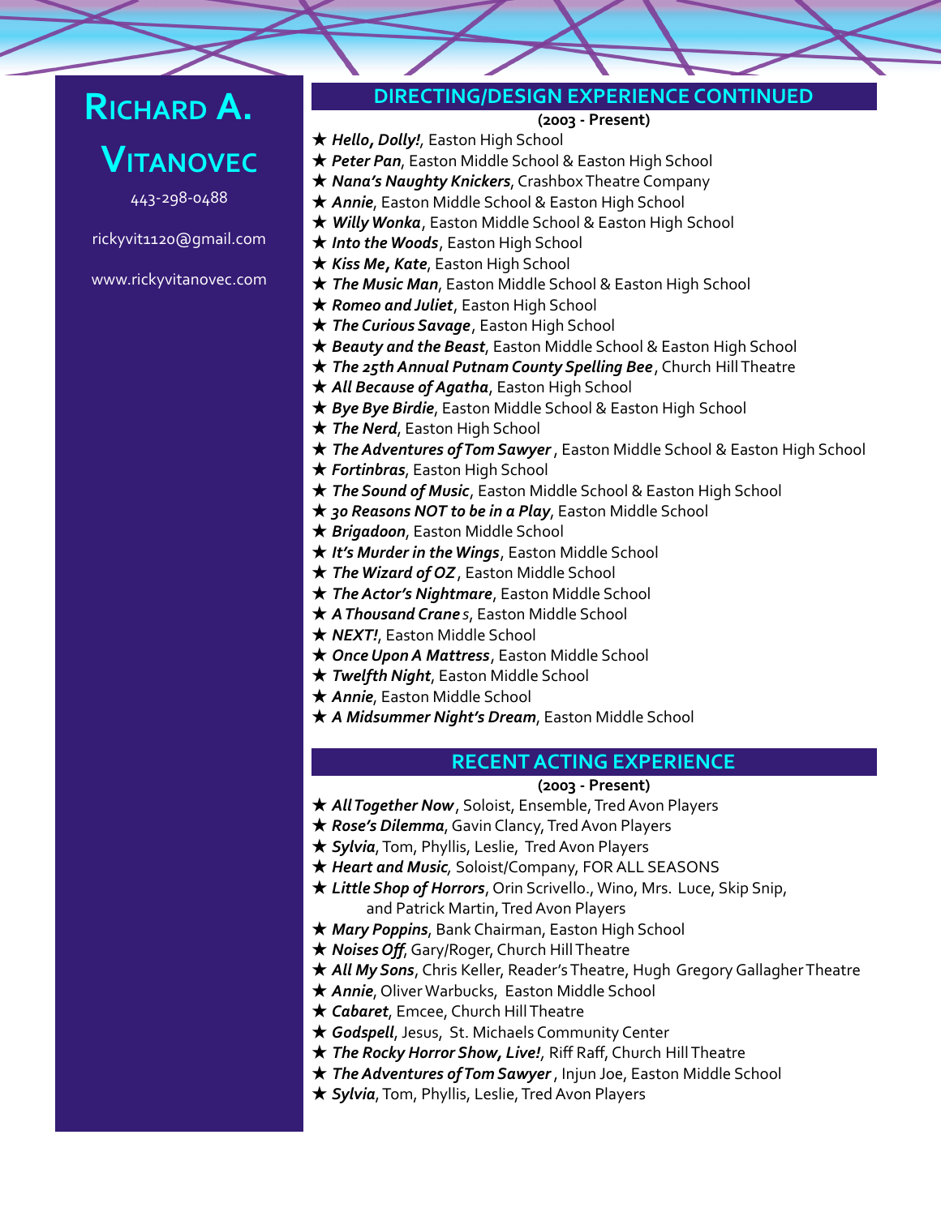# Richard A. Vitanovec

443-298-0488

rickyvit1120@gmail.com

www.rickyvitanovec.com

## DIRECTING/DESIGN EXPERIENCE CONTINUED

**(2003 - Present)**

- ★ ***Hello, Dolly!***, Easton High School
- ★ ***Peter Pan***, Easton Middle School & Easton High School
- ★ ***Nana's Naughty Knickers***, Crashbox Theatre Company
- ★ ***Annie***, Easton Middle School & Easton High School
- ★ ***Willy Wonka***, Easton Middle School & Easton High School
- ★ ***Into the Woods***, Easton High School
- ★ ***Kiss Me, Kate***, Easton High School
- ★ ***The Music Man***, Easton Middle School & Easton High School
- ★ ***Romeo and Juliet***, Easton High School
- ★ ***The Curious Savage***, Easton High School
- ★ ***Beauty and the Beast***, Easton Middle School & Easton High School
- ★ ***The 25th Annual Putnam County Spelling Bee***, Church Hill Theatre
- ★ ***All Because of Agatha***, Easton High School
- ★ ***Bye Bye Birdie***, Easton Middle School & Easton High School
- ★ ***The Nerd***, Easton High School
- ★ ***The Adventures of Tom Sawyer***, Easton Middle School & Easton High School
- ★ ***Fortinbras***, Easton High School
- ★ ***The Sound of Music***, Easton Middle School & Easton High School
- ★ ***30 Reasons NOT to be in a Play***, Easton Middle School
- ★ ***Brigadoon***, Easton Middle School
- ★ ***It's Murder in the Wings***, Easton Middle School
- ★ ***The Wizard of OZ***, Easton Middle School
- ★ ***The Actor's Nightmare***, Easton Middle School
- ★ ***A Thousand Cranes***, Easton Middle School
- ★ ***NEXT!***, Easton Middle School
- ★ ***Once Upon A Mattress***, Easton Middle School
- ★ ***Twelfth Night***, Easton Middle School
- ★ ***Annie***, Easton Middle School
- ★ ***A Midsummer Night's Dream***, Easton Middle School

## RECENT ACTING EXPERIENCE

**(2003 - Present)**

- ★ ***All Together Now***, Soloist, Ensemble, Tred Avon Players
- ★ ***Rose's Dilemma***, Gavin Clancy, Tred Avon Players
- ★ ***Sylvia***, Tom, Phyllis, Leslie, Tred Avon Players
- ★ ***Heart and Music***, Soloist/Company, FOR ALL SEASONS
- ★ ***Little Shop of Horrors***, Orin Scrivello., Wino, Mrs. Luce, Skip Snip, and Patrick Martin, Tred Avon Players
- ★ ***Mary Poppins***, Bank Chairman, Easton High School
- ★ ***Noises Off***, Gary/Roger, Church Hill Theatre
- ★ ***All My Sons***, Chris Keller, Reader's Theatre, Hugh Gregory Gallagher Theatre
- ★ ***Annie***, Oliver Warbucks, Easton Middle School
- ★ ***Cabaret***, Emcee, Church Hill Theatre
- ★ ***Godspell***, Jesus, St. Michaels Community Center
- ★ ***The Rocky Horror Show, Live!***, Riff Raff, Church Hill Theatre
- ★ ***The Adventures of Tom Sawyer***, Injun Joe, Easton Middle School
- ★ ***Sylvia***, Tom, Phyllis, Leslie, Tred Avon Players